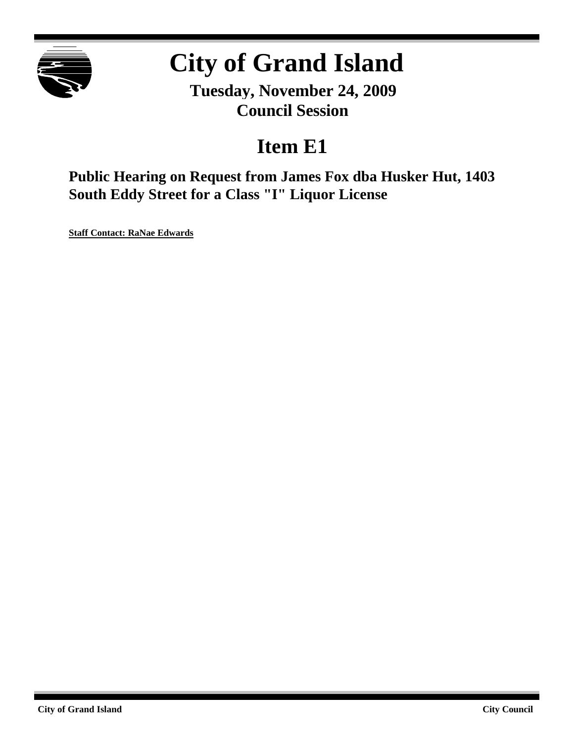# City of Grand Island

**Tuesday, November 24, 2009**
**Council Session**

## Item E1

### Public Hearing on Request from James Fox dba Husker Hut, 1403 South Eddy Street for a Class "I" Liquor License

**Staff Contact: RaNae Edwards**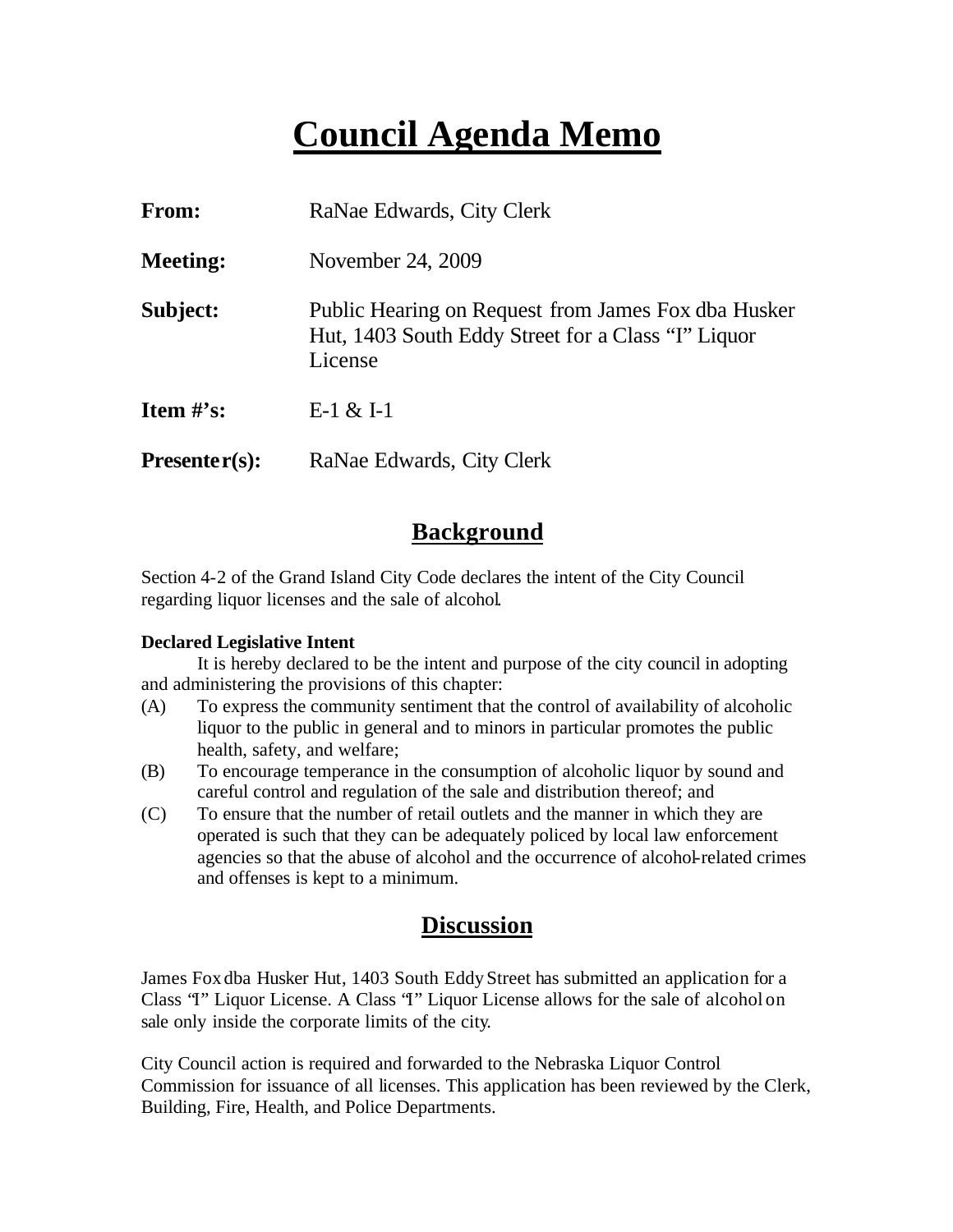# Council Agenda Memo

**From:** RaNae Edwards, City Clerk

**Meeting:** November 24, 2009

**Subject:** Public Hearing on Request from James Fox dba Husker Hut, 1403 South Eddy Street for a Class "I" Liquor License

**Item #'s:** E-1 & I-1

**Presenter(s):** RaNae Edwards, City Clerk

## Background

Section 4-2 of the Grand Island City Code declares the intent of the City Council regarding liquor licenses and the sale of alcohol.

**Declared Legislative Intent**

It is hereby declared to be the intent and purpose of the city council in adopting and administering the provisions of this chapter:

(A) To express the community sentiment that the control of availability of alcoholic liquor to the public in general and to minors in particular promotes the public health, safety, and welfare;

(B) To encourage temperance in the consumption of alcoholic liquor by sound and careful control and regulation of the sale and distribution thereof; and

(C) To ensure that the number of retail outlets and the manner in which they are operated is such that they can be adequately policed by local law enforcement agencies so that the abuse of alcohol and the occurrence of alcohol-related crimes and offenses is kept to a minimum.

## Discussion

James Fox dba Husker Hut, 1403 South Eddy Street has submitted an application for a Class "I" Liquor License. A Class "I" Liquor License allows for the sale of alcohol on sale only inside the corporate limits of the city.

City Council action is required and forwarded to the Nebraska Liquor Control Commission for issuance of all licenses. This application has been reviewed by the Clerk, Building, Fire, Health, and Police Departments.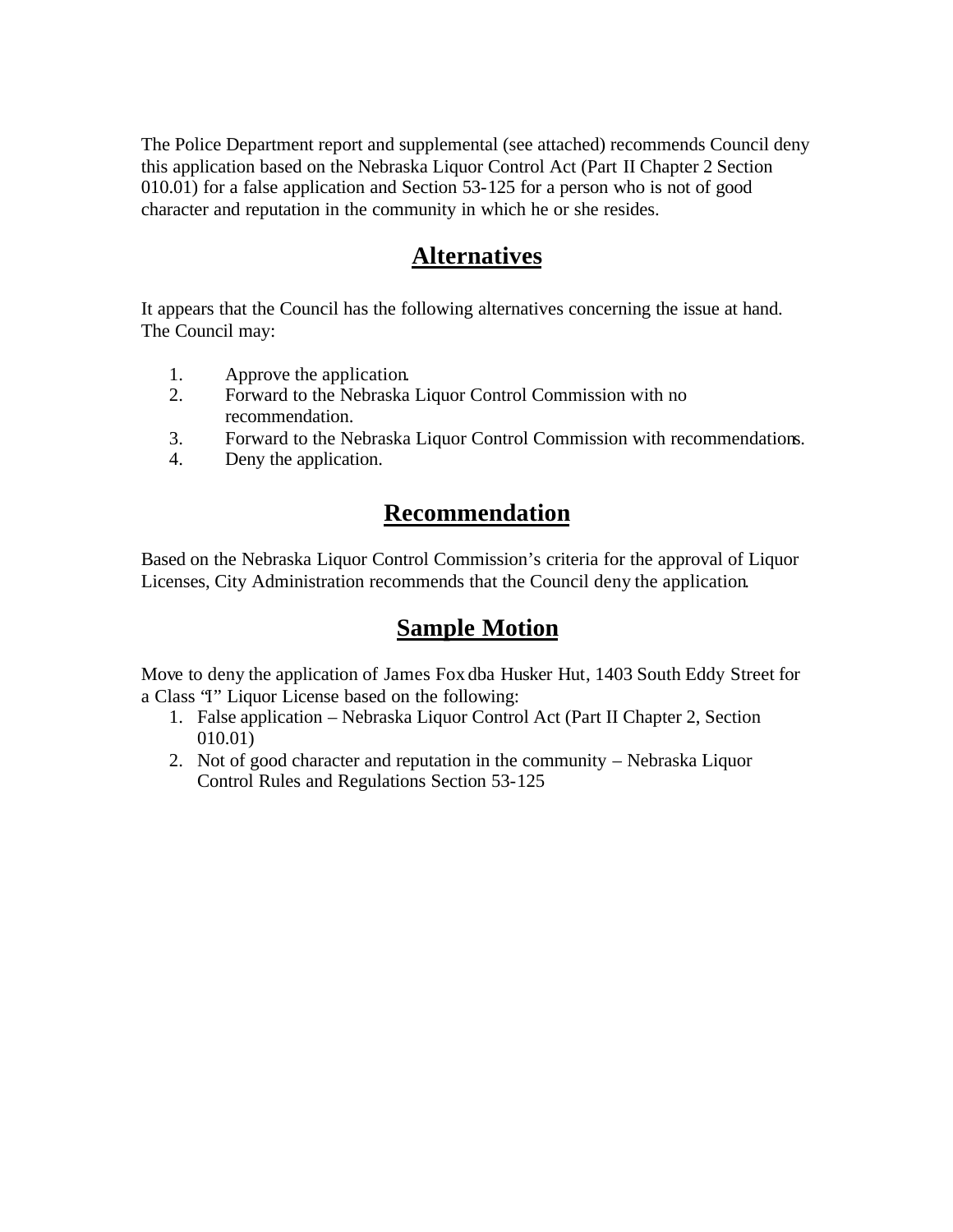The Police Department report and supplemental (see attached) recommends Council deny this application based on the Nebraska Liquor Control Act (Part II Chapter 2 Section 010.01) for a false application and Section 53-125 for a person who is not of good character and reputation in the community in which he or she resides.

## Alternatives

It appears that the Council has the following alternatives concerning the issue at hand. The Council may:

1. Approve the application.
2. Forward to the Nebraska Liquor Control Commission with no recommendation.
3. Forward to the Nebraska Liquor Control Commission with recommendations.
4. Deny the application.

## Recommendation

Based on the Nebraska Liquor Control Commission's criteria for the approval of Liquor Licenses, City Administration recommends that the Council deny the application.

## Sample Motion

Move to deny the application of James Fox dba Husker Hut, 1403 South Eddy Street for a Class "I" Liquor License based on the following:

1. False application – Nebraska Liquor Control Act (Part II Chapter 2, Section 010.01)
2. Not of good character and reputation in the community – Nebraska Liquor Control Rules and Regulations Section 53-125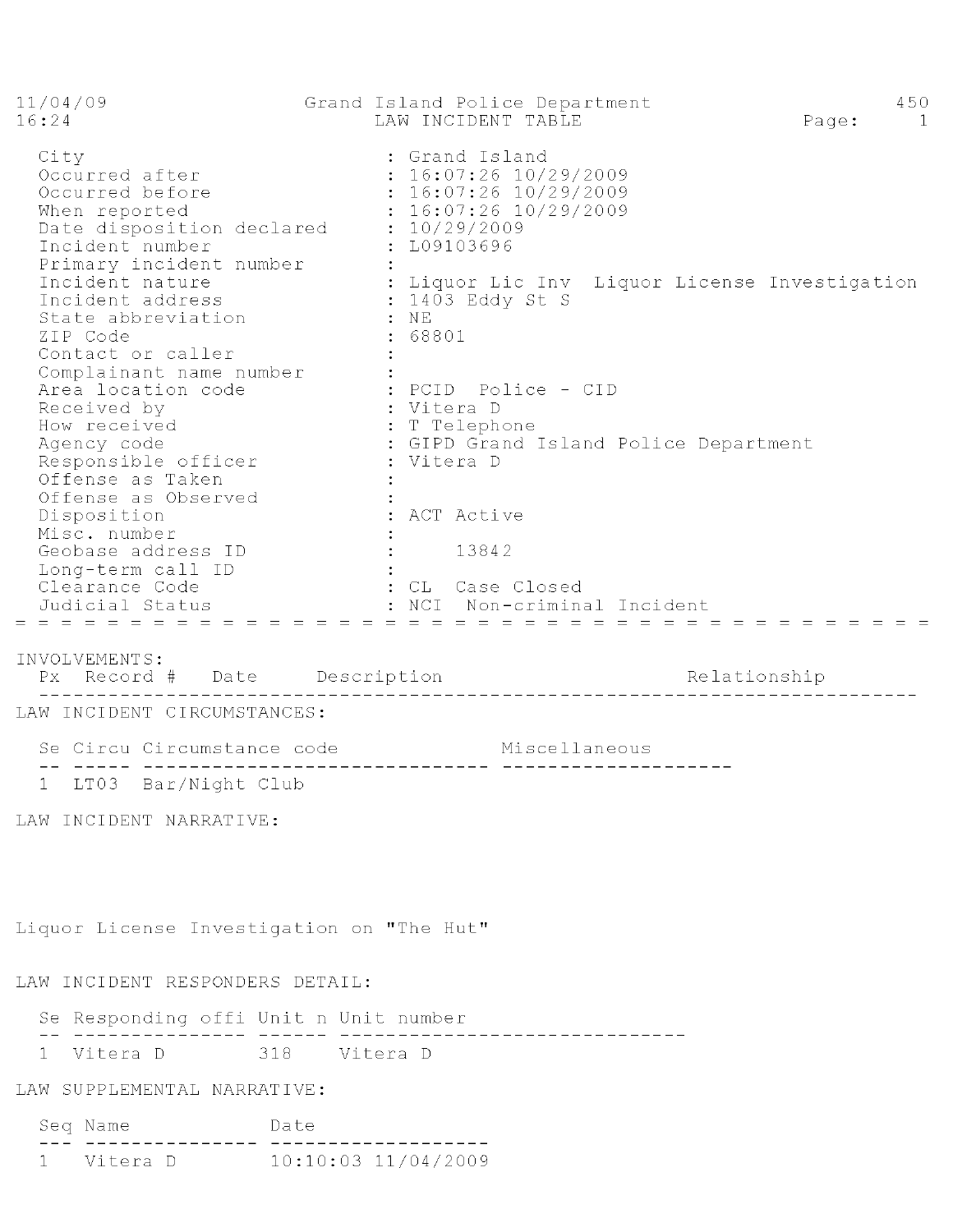11/04/09 Grand Island Police Department 450
16:24 LAW INCIDENT TABLE

| Field | Value |
|---|---|
| City | : Grand Island |
| Occurred after | : 16:07:26 10/29/2009 |
| Occurred before | : 16:07:26 10/29/2009 |
| When reported | : 16:07:26 10/29/2009 |
| Date disposition declared | : 10/29/2009 |
| Incident number | : L09103696 |
| Primary incident number | : |
| Incident nature | : Liquor Lic Inv Liquor License Investigation |
| Incident address | : 1403 Eddy St S |
| State abbreviation | : NE |
| ZIP Code | : 68801 |
| Contact or caller | : |
| Complainant name number | : |
| Area location code | : PCID Police - CID |
| Received by | : Vitera D |
| How received | : T Telephone |
| Agency code | : GIPD Grand Island Police Department |
| Responsible officer | : Vitera D |
| Offense as Taken | : |
| Offense as Observed | : |
| Disposition | : ACT Active |
| Misc. number | : |
| Geobase address ID | : 13842 |
| Long-term call ID | : |
| Clearance Code | : CL Case Closed |
| Judicial Status | : NCI Non-criminal Incident |

INVOLVEMENTS:

| Px | Record # | Date | Description | Relationship |
|---|---|---|---|---|

LAW INCIDENT CIRCUMSTANCES:

| Se | Circu | Circumstance code | Miscellaneous |
|---|---|---|---|
| 1 | LT03 | Bar/Night Club | |

LAW INCIDENT NARRATIVE:

Liquor License Investigation on "The Hut"

LAW INCIDENT RESPONDERS DETAIL:

| Se | Responding offi | Unit n | Unit number |
|---|---|---|---|
| 1 | Vitera D | 318 | Vitera D |

LAW SUPPLEMENTAL NARRATIVE:

| Seq | Name | Date |
|---|---|---|
| 1 | Vitera D | 10:10:03 11/04/2009 |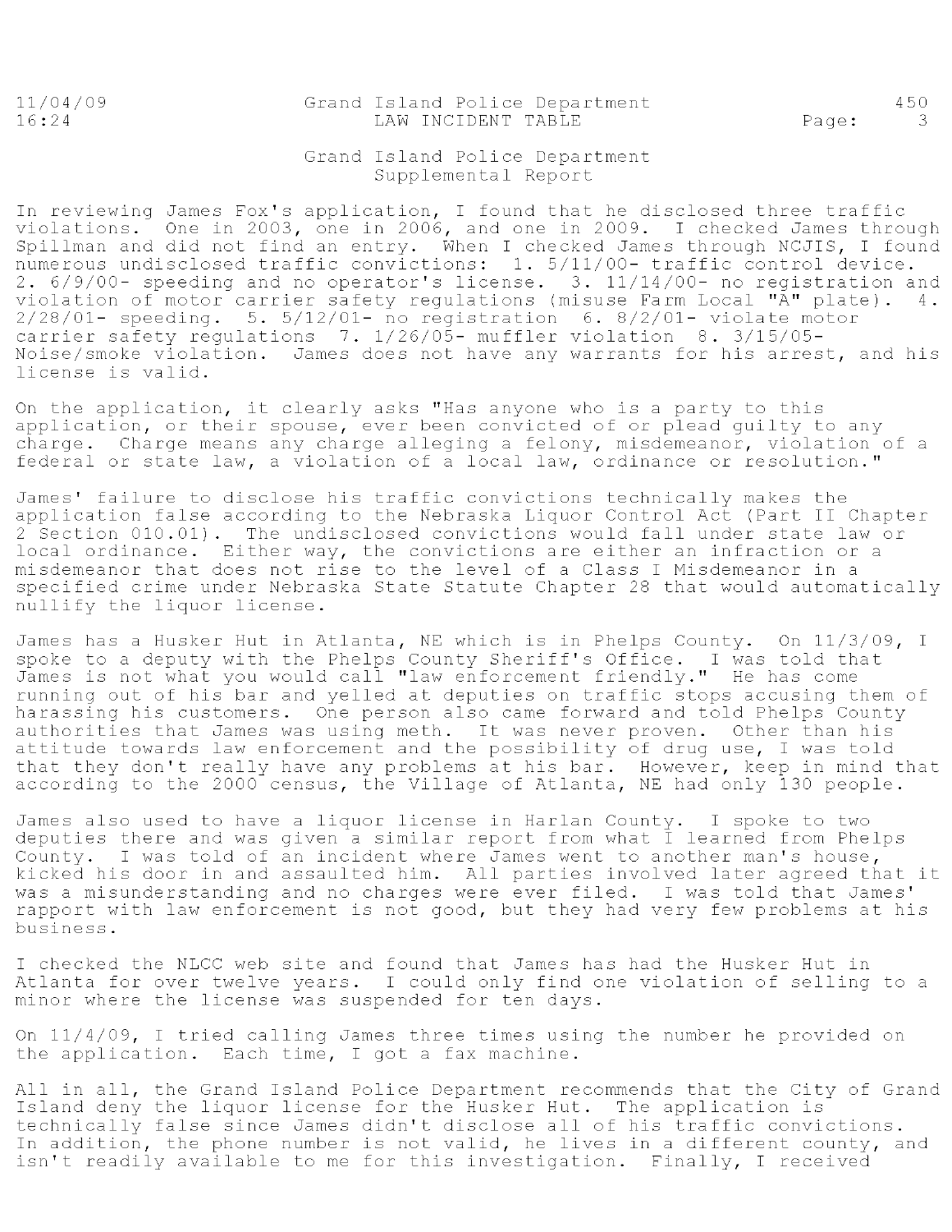# Grand Island Police Department
## Supplemental Report

In reviewing James Fox's application, I found that he disclosed three traffic violations. One in 2003, one in 2006, and one in 2009. I checked James through Spillman and did not find an entry. When I checked James through NCJIS, I found numerous undisclosed traffic convictions: 1. 5/11/00- traffic control device. 2. 6/9/00- speeding and no operator's license. 3. 11/14/00- no registration and violation of motor carrier safety regulations (misuse Farm Local "A" plate). 4. 2/28/01- speeding. 5. 5/12/01- no registration 6. 8/2/01- violate motor carrier safety regulations 7. 1/26/05- muffler violation 8. 3/15/05- Noise/smoke violation. James does not have any warrants for his arrest, and his license is valid.

On the application, it clearly asks "Has anyone who is a party to this application, or their spouse, ever been convicted of or plead guilty to any charge. Charge means any charge alleging a felony, misdemeanor, violation of a federal or state law, a violation of a local law, ordinance or resolution."

James' failure to disclose his traffic convictions technically makes the application false according to the Nebraska Liquor Control Act (Part II Chapter 2 Section 010.01). The undisclosed convictions would fall under state law or local ordinance. Either way, the convictions are either an infraction or a misdemeanor that does not rise to the level of a Class I Misdemeanor in a specified crime under Nebraska State Statute Chapter 28 that would automatically nullify the liquor license.

James has a Husker Hut in Atlanta, NE which is in Phelps County. On 11/3/09, I spoke to a deputy with the Phelps County Sheriff's Office. I was told that James is not what you would call "law enforcement friendly." He has come running out of his bar and yelled at deputies on traffic stops accusing them of harassing his customers. One person also came forward and told Phelps County authorities that James was using meth. It was never proven. Other than his attitude towards law enforcement and the possibility of drug use, I was told that they don't really have any problems at his bar. However, keep in mind that according to the 2000 census, the Village of Atlanta, NE had only 130 people.

James also used to have a liquor license in Harlan County. I spoke to two deputies there and was given a similar report from what I learned from Phelps County. I was told of an incident where James went to another man's house, kicked his door in and assaulted him. All parties involved later agreed that it was a misunderstanding and no charges were ever filed. I was told that James' rapport with law enforcement is not good, but they had very few problems at his business.

I checked the NLCC web site and found that James has had the Husker Hut in Atlanta for over twelve years. I could only find one violation of selling to a minor where the license was suspended for ten days.

On 11/4/09, I tried calling James three times using the number he provided on the application. Each time, I got a fax machine.

All in all, the Grand Island Police Department recommends that the City of Grand Island deny the liquor license for the Husker Hut. The application is technically false since James didn't disclose all of his traffic convictions. In addition, the phone number is not valid, he lives in a different county, and isn't readily available to me for this investigation. Finally, I received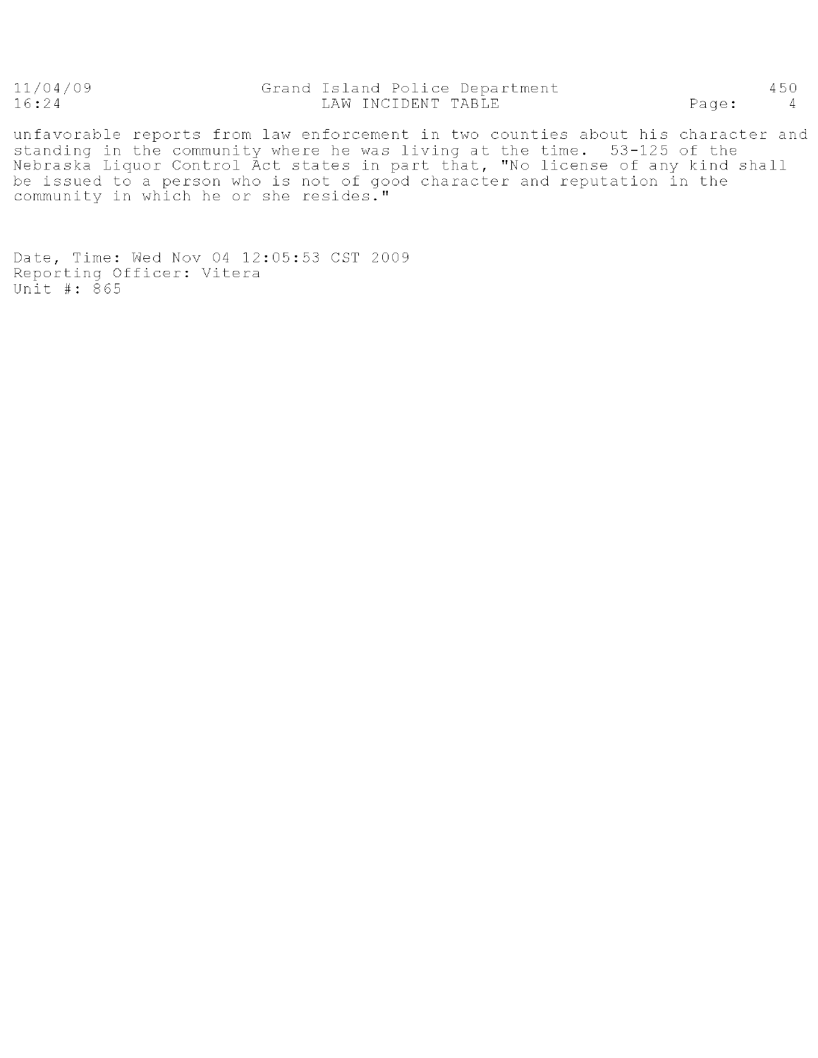unfavorable reports from law enforcement in two counties about his character and standing in the community where he was living at the time. 53-125 of the Nebraska Liquor Control Act states in part that, "No license of any kind shall be issued to a person who is not of good character and reputation in the community in which he or she resides."

Date, Time: Wed Nov 04 12:05:53 CST 2009
Reporting Officer: Vitera
Unit #: 865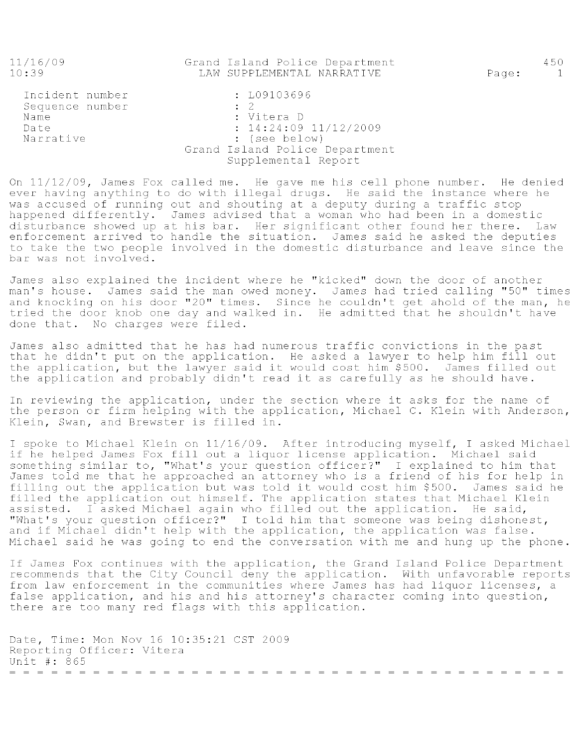11/16/09 Grand Island Police Department 450
10:39 LAW SUPPLEMENTAL NARRATIVE Page: 1

| | |
|---|---|
| Incident number | : L09103696 |
| Sequence number | : 2 |
| Name | : Vitera D |
| Date | : 14:24:09 11/12/2009 |
| Narrative | : (see below) |

Grand Island Police Department
Supplemental Report

On 11/12/09, James Fox called me. He gave me his cell phone number. He denied ever having anything to do with illegal drugs. He said the instance where he was accused of running out and shouting at a deputy during a traffic stop happened differently. James advised that a woman who had been in a domestic disturbance showed up at his bar. Her significant other found her there. Law enforcement arrived to handle the situation. James said he asked the deputies to take the two people involved in the domestic disturbance and leave since the bar was not involved.

James also explained the incident where he "kicked" down the door of another man's house. James said the man owed money. James had tried calling "50" times and knocking on his door "20" times. Since he couldn't get ahold of the man, he tried the door knob one day and walked in. He admitted that he shouldn't have done that. No charges were filed.

James also admitted that he has had numerous traffic convictions in the past that he didn't put on the application. He asked a lawyer to help him fill out the application, but the lawyer said it would cost him $500. James filled out the application and probably didn't read it as carefully as he should have.

In reviewing the application, under the section where it asks for the name of the person or firm helping with the application, Michael C. Klein with Anderson, Klein, Swan, and Brewster is filled in.

I spoke to Michael Klein on 11/16/09. After introducing myself, I asked Michael if he helped James Fox fill out a liquor license application. Michael said something similar to, "What's your question officer?" I explained to him that James told me that he approached an attorney who is a friend of his for help in filling out the application but was told it would cost him $500. James said he filled the application out himself. The application states that Michael Klein assisted. I asked Michael again who filled out the application. He said, "What's your question officer?" I told him that someone was being dishonest, and if Michael didn't help with the application, the application was false. Michael said he was going to end the conversation with me and hung up the phone.

If James Fox continues with the application, the Grand Island Police Department recommends that the City Council deny the application. With unfavorable reports from law enforcement in the communities where James has had liquor licenses, a false application, and his and his attorney's character coming into question, there are too many red flags with this application.

Date, Time: Mon Nov 16 10:35:21 CST 2009
Reporting Officer: Vitera
Unit #: 865
= = = = = = = = = = = = = = = = = = = = = = = = = = = = = = = = = = = = = = = =